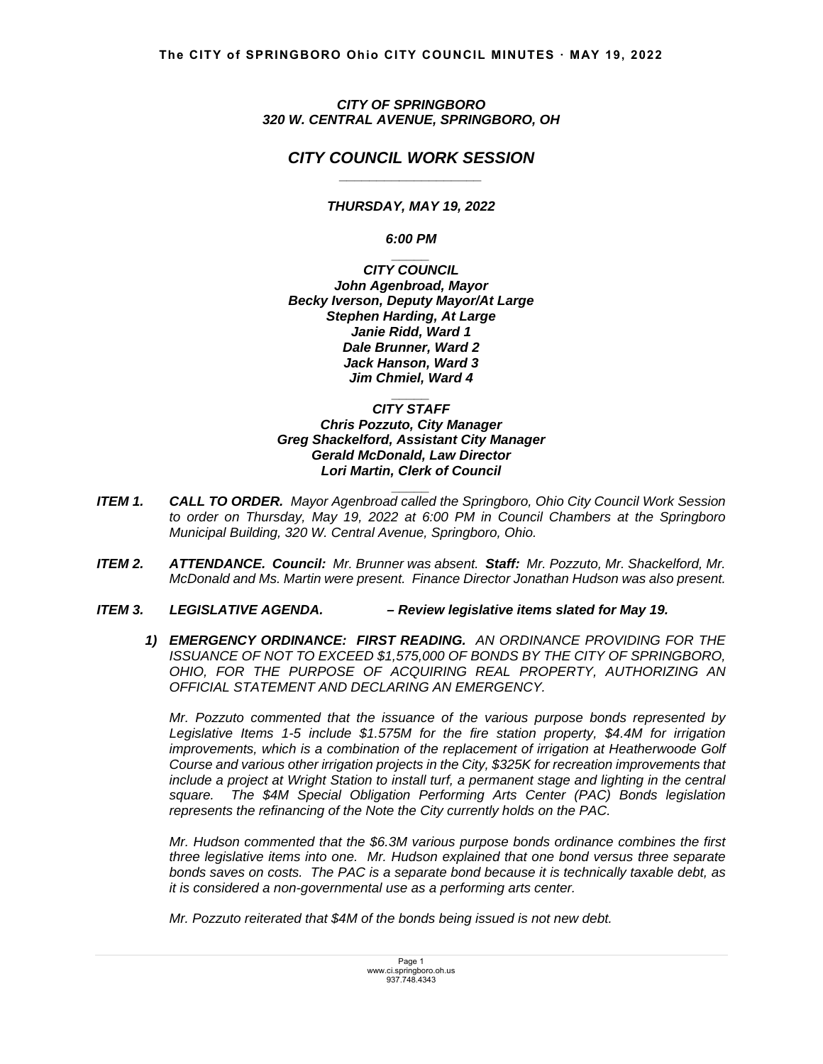***CITY OF SPRINGBORO***
***320 W. CENTRAL AVENUE, SPRINGBORO, OH***

## *CITY COUNCIL WORK SESSION*

***THURSDAY, MAY 19, 2022***

***6:00 PM***

***CITY COUNCIL***
***John Agenbroad, Mayor***
***Becky Iverson, Deputy Mayor/At Large***
***Stephen Harding, At Large***
***Janie Ridd, Ward 1***
***Dale Brunner, Ward 2***
***Jack Hanson, Ward 3***
***Jim Chmiel, Ward 4***

***CITY STAFF***
***Chris Pozzuto, City Manager***
***Greg Shackelford, Assistant City Manager***
***Gerald McDonald, Law Director***
***Lori Martin, Clerk of Council***

***ITEM 1. CALL TO ORDER.*** *Mayor Agenbroad called the Springboro, Ohio City Council Work Session to order on Thursday, May 19, 2022 at 6:00 PM in Council Chambers at the Springboro Municipal Building, 320 W. Central Avenue, Springboro, Ohio.*

***ITEM 2. ATTENDANCE. Council:*** *Mr. Brunner was absent.* ***Staff:*** *Mr. Pozzuto, Mr. Shackelford, Mr. McDonald and Ms. Martin were present. Finance Director Jonathan Hudson was also present.*

***ITEM 3. LEGISLATIVE AGENDA. – Review legislative items slated for May 19.***

1) ***EMERGENCY ORDINANCE: FIRST READING.*** *AN ORDINANCE PROVIDING FOR THE ISSUANCE OF NOT TO EXCEED $1,575,000 OF BONDS BY THE CITY OF SPRINGBORO, OHIO, FOR THE PURPOSE OF ACQUIRING REAL PROPERTY, AUTHORIZING AN OFFICIAL STATEMENT AND DECLARING AN EMERGENCY.*

   *Mr. Pozzuto commented that the issuance of the various purpose bonds represented by Legislative Items 1-5 include $1.575M for the fire station property, $4.4M for irrigation improvements, which is a combination of the replacement of irrigation at Heatherwoode Golf Course and various other irrigation projects in the City, $325K for recreation improvements that include a project at Wright Station to install turf, a permanent stage and lighting in the central square. The $4M Special Obligation Performing Arts Center (PAC) Bonds legislation represents the refinancing of the Note the City currently holds on the PAC.*

   *Mr. Hudson commented that the $6.3M various purpose bonds ordinance combines the first three legislative items into one. Mr. Hudson explained that one bond versus three separate bonds saves on costs. The PAC is a separate bond because it is technically taxable debt, as it is considered a non-governmental use as a performing arts center.*

   *Mr. Pozzuto reiterated that $4M of the bonds being issued is not new debt.*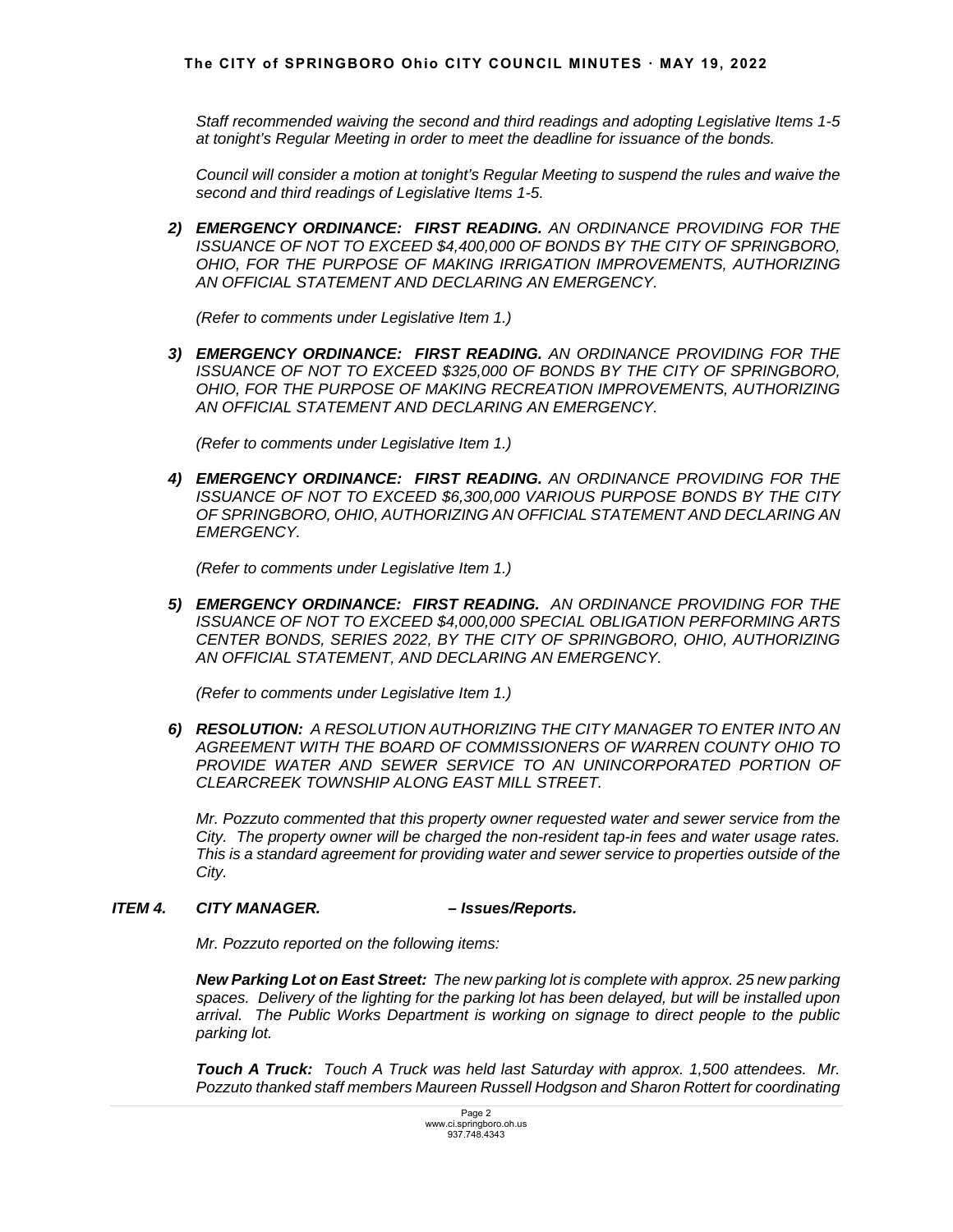*Staff recommended waiving the second and third readings and adopting Legislative Items 1-5 at tonight's Regular Meeting in order to meet the deadline for issuance of the bonds.*

*Council will consider a motion at tonight's Regular Meeting to suspend the rules and waive the second and third readings of Legislative Items 1-5.*

***2) EMERGENCY ORDINANCE: FIRST READING.*** *AN ORDINANCE PROVIDING FOR THE ISSUANCE OF NOT TO EXCEED $4,400,000 OF BONDS BY THE CITY OF SPRINGBORO, OHIO, FOR THE PURPOSE OF MAKING IRRIGATION IMPROVEMENTS, AUTHORIZING AN OFFICIAL STATEMENT AND DECLARING AN EMERGENCY.*

*(Refer to comments under Legislative Item 1.)*

***3) EMERGENCY ORDINANCE: FIRST READING.*** *AN ORDINANCE PROVIDING FOR THE ISSUANCE OF NOT TO EXCEED $325,000 OF BONDS BY THE CITY OF SPRINGBORO, OHIO, FOR THE PURPOSE OF MAKING RECREATION IMPROVEMENTS, AUTHORIZING AN OFFICIAL STATEMENT AND DECLARING AN EMERGENCY.*

*(Refer to comments under Legislative Item 1.)*

***4) EMERGENCY ORDINANCE: FIRST READING.*** *AN ORDINANCE PROVIDING FOR THE ISSUANCE OF NOT TO EXCEED $6,300,000 VARIOUS PURPOSE BONDS BY THE CITY OF SPRINGBORO, OHIO, AUTHORIZING AN OFFICIAL STATEMENT AND DECLARING AN EMERGENCY.*

*(Refer to comments under Legislative Item 1.)*

***5) EMERGENCY ORDINANCE: FIRST READING.*** *AN ORDINANCE PROVIDING FOR THE ISSUANCE OF NOT TO EXCEED $4,000,000 SPECIAL OBLIGATION PERFORMING ARTS CENTER BONDS, SERIES 2022, BY THE CITY OF SPRINGBORO, OHIO, AUTHORIZING AN OFFICIAL STATEMENT, AND DECLARING AN EMERGENCY.*

*(Refer to comments under Legislative Item 1.)*

***6) RESOLUTION:*** *A RESOLUTION AUTHORIZING THE CITY MANAGER TO ENTER INTO AN AGREEMENT WITH THE BOARD OF COMMISSIONERS OF WARREN COUNTY OHIO TO PROVIDE WATER AND SEWER SERVICE TO AN UNINCORPORATED PORTION OF CLEARCREEK TOWNSHIP ALONG EAST MILL STREET.*

*Mr. Pozzuto commented that this property owner requested water and sewer service from the City. The property owner will be charged the non-resident tap-in fees and water usage rates. This is a standard agreement for providing water and sewer service to properties outside of the City.*

***ITEM 4. CITY MANAGER. – Issues/Reports.***

*Mr. Pozzuto reported on the following items:*

***New Parking Lot on East Street:*** *The new parking lot is complete with approx. 25 new parking spaces. Delivery of the lighting for the parking lot has been delayed, but will be installed upon arrival. The Public Works Department is working on signage to direct people to the public parking lot.*

***Touch A Truck:*** *Touch A Truck was held last Saturday with approx. 1,500 attendees. Mr. Pozzuto thanked staff members Maureen Russell Hodgson and Sharon Rottert for coordinating*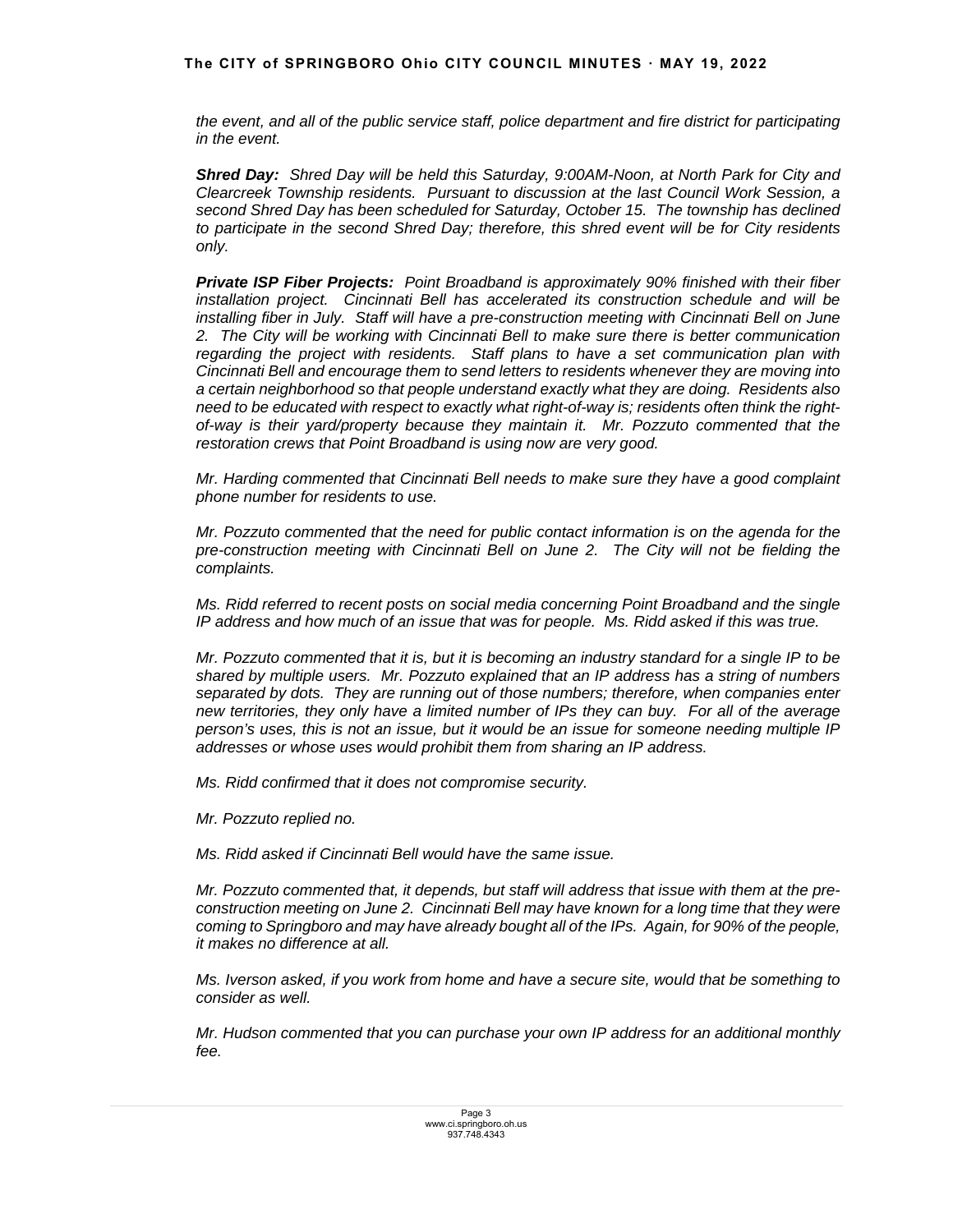*the event, and all of the public service staff, police department and fire district for participating in the event.*

***Shred Day:*** *Shred Day will be held this Saturday, 9:00AM-Noon, at North Park for City and Clearcreek Township residents. Pursuant to discussion at the last Council Work Session, a second Shred Day has been scheduled for Saturday, October 15. The township has declined to participate in the second Shred Day; therefore, this shred event will be for City residents only.*

***Private ISP Fiber Projects:*** *Point Broadband is approximately 90% finished with their fiber installation project. Cincinnati Bell has accelerated its construction schedule and will be installing fiber in July. Staff will have a pre-construction meeting with Cincinnati Bell on June 2. The City will be working with Cincinnati Bell to make sure there is better communication regarding the project with residents. Staff plans to have a set communication plan with Cincinnati Bell and encourage them to send letters to residents whenever they are moving into a certain neighborhood so that people understand exactly what they are doing. Residents also need to be educated with respect to exactly what right-of-way is; residents often think the right-of-way is their yard/property because they maintain it. Mr. Pozzuto commented that the restoration crews that Point Broadband is using now are very good.*

*Mr. Harding commented that Cincinnati Bell needs to make sure they have a good complaint phone number for residents to use.*

*Mr. Pozzuto commented that the need for public contact information is on the agenda for the pre-construction meeting with Cincinnati Bell on June 2. The City will not be fielding the complaints.*

*Ms. Ridd referred to recent posts on social media concerning Point Broadband and the single IP address and how much of an issue that was for people. Ms. Ridd asked if this was true.*

*Mr. Pozzuto commented that it is, but it is becoming an industry standard for a single IP to be shared by multiple users. Mr. Pozzuto explained that an IP address has a string of numbers separated by dots. They are running out of those numbers; therefore, when companies enter new territories, they only have a limited number of IPs they can buy. For all of the average person's uses, this is not an issue, but it would be an issue for someone needing multiple IP addresses or whose uses would prohibit them from sharing an IP address.*

*Ms. Ridd confirmed that it does not compromise security.*

*Mr. Pozzuto replied no.*

*Ms. Ridd asked if Cincinnati Bell would have the same issue.*

*Mr. Pozzuto commented that, it depends, but staff will address that issue with them at the pre-construction meeting on June 2. Cincinnati Bell may have known for a long time that they were coming to Springboro and may have already bought all of the IPs. Again, for 90% of the people, it makes no difference at all.*

*Ms. Iverson asked, if you work from home and have a secure site, would that be something to consider as well.*

*Mr. Hudson commented that you can purchase your own IP address for an additional monthly fee.*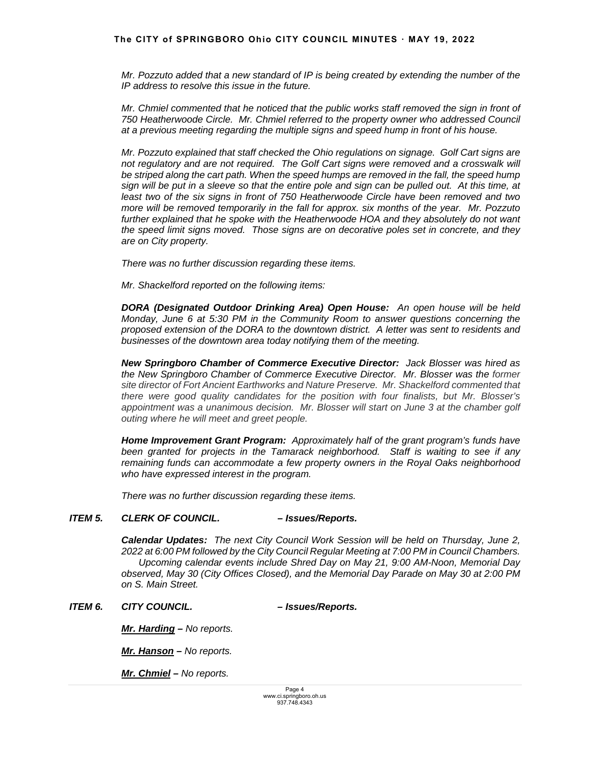*Mr. Pozzuto added that a new standard of IP is being created by extending the number of the IP address to resolve this issue in the future.*

*Mr. Chmiel commented that he noticed that the public works staff removed the sign in front of 750 Heatherwoode Circle. Mr. Chmiel referred to the property owner who addressed Council at a previous meeting regarding the multiple signs and speed hump in front of his house.*

*Mr. Pozzuto explained that staff checked the Ohio regulations on signage. Golf Cart signs are not regulatory and are not required. The Golf Cart signs were removed and a crosswalk will be striped along the cart path. When the speed humps are removed in the fall, the speed hump sign will be put in a sleeve so that the entire pole and sign can be pulled out. At this time, at least two of the six signs in front of 750 Heatherwoode Circle have been removed and two more will be removed temporarily in the fall for approx. six months of the year. Mr. Pozzuto further explained that he spoke with the Heatherwoode HOA and they absolutely do not want the speed limit signs moved. Those signs are on decorative poles set in concrete, and they are on City property.*

*There was no further discussion regarding these items.*

*Mr. Shackelford reported on the following items:*

***DORA (Designated Outdoor Drinking Area) Open House:*** *An open house will be held Monday, June 6 at 5:30 PM in the Community Room to answer questions concerning the proposed extension of the DORA to the downtown district. A letter was sent to residents and businesses of the downtown area today notifying them of the meeting.*

***New Springboro Chamber of Commerce Executive Director:*** *Jack Blosser was hired as the New Springboro Chamber of Commerce Executive Director. Mr. Blosser was the former site director of Fort Ancient Earthworks and Nature Preserve. Mr. Shackelford commented that there were good quality candidates for the position with four finalists, but Mr. Blosser's appointment was a unanimous decision. Mr. Blosser will start on June 3 at the chamber golf outing where he will meet and greet people.*

***Home Improvement Grant Program:*** *Approximately half of the grant program's funds have been granted for projects in the Tamarack neighborhood. Staff is waiting to see if any remaining funds can accommodate a few property owners in the Royal Oaks neighborhood who have expressed interest in the program.*

*There was no further discussion regarding these items.*

***ITEM 5. CLERK OF COUNCIL. – Issues/Reports.***

***Calendar Updates:*** *The next City Council Work Session will be held on Thursday, June 2, 2022 at 6:00 PM followed by the City Council Regular Meeting at 7:00 PM in Council Chambers. Upcoming calendar events include Shred Day on May 21, 9:00 AM-Noon, Memorial Day observed, May 30 (City Offices Closed), and the Memorial Day Parade on May 30 at 2:00 PM on S. Main Street.*

***ITEM 6. CITY COUNCIL. – Issues/Reports.***

***Mr. Harding*** *– No reports.*

***Mr. Hanson*** *– No reports.*

***Mr. Chmiel*** *– No reports.*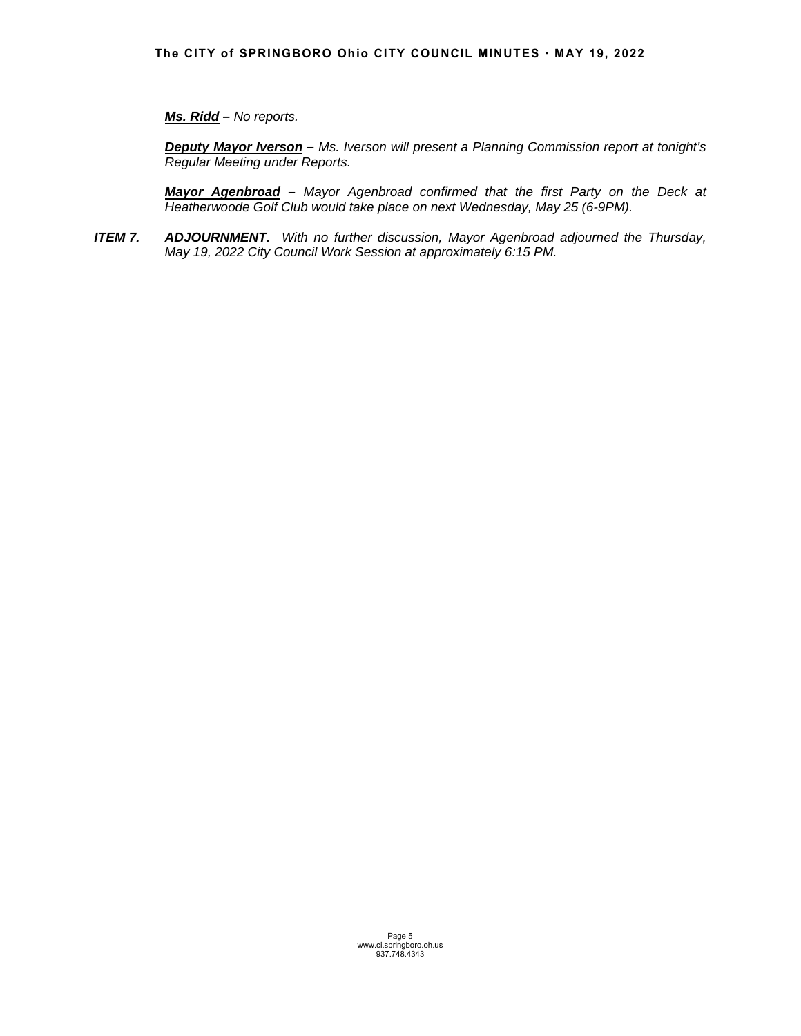***Ms. Ridd*** *– No reports.*

***Deputy Mayor Iverson*** *– Ms. Iverson will present a Planning Commission report at tonight's Regular Meeting under Reports.*

***Mayor Agenbroad*** *– Mayor Agenbroad confirmed that the first Party on the Deck at Heatherwoode Golf Club would take place on next Wednesday, May 25 (6-9PM).*

***ITEM 7. ADJOURNMENT.*** *With no further discussion, Mayor Agenbroad adjourned the Thursday, May 19, 2022 City Council Work Session at approximately 6:15 PM.*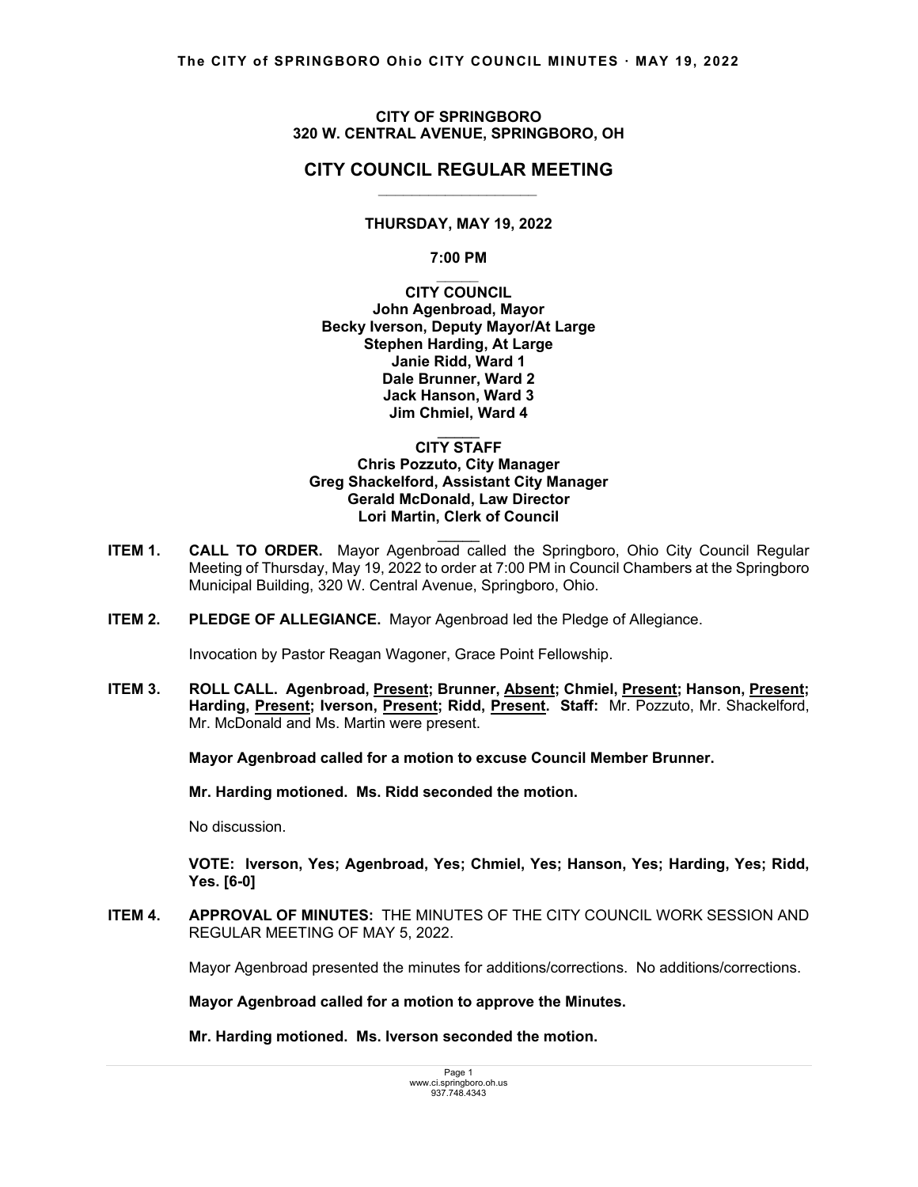**CITY OF SPRINGBORO**
**320 W. CENTRAL AVENUE, SPRINGBORO, OH**

# CITY COUNCIL REGULAR MEETING

**THURSDAY, MAY 19, 2022**

**7:00 PM**

**CITY COUNCIL**
**John Agenbroad, Mayor**
**Becky Iverson, Deputy Mayor/At Large**
**Stephen Harding, At Large**
**Janie Ridd, Ward 1**
**Dale Brunner, Ward 2**
**Jack Hanson, Ward 3**
**Jim Chmiel, Ward 4**

**CITY STAFF**
**Chris Pozzuto, City Manager**
**Greg Shackelford, Assistant City Manager**
**Gerald McDonald, Law Director**
**Lori Martin, Clerk of Council**

**ITEM 1. CALL TO ORDER.** Mayor Agenbroad called the Springboro, Ohio City Council Regular Meeting of Thursday, May 19, 2022 to order at 7:00 PM in Council Chambers at the Springboro Municipal Building, 320 W. Central Avenue, Springboro, Ohio.

**ITEM 2. PLEDGE OF ALLEGIANCE.** Mayor Agenbroad led the Pledge of Allegiance.

Invocation by Pastor Reagan Wagoner, Grace Point Fellowship.

**ITEM 3. ROLL CALL. Agenbroad, Present; Brunner, Absent; Chmiel, Present; Hanson, Present; Harding, Present; Iverson, Present; Ridd, Present. Staff:** Mr. Pozzuto, Mr. Shackelford, Mr. McDonald and Ms. Martin were present.

**Mayor Agenbroad called for a motion to excuse Council Member Brunner.**

**Mr. Harding motioned. Ms. Ridd seconded the motion.**

No discussion.

**VOTE: Iverson, Yes; Agenbroad, Yes; Chmiel, Yes; Hanson, Yes; Harding, Yes; Ridd, Yes. [6-0]**

**ITEM 4. APPROVAL OF MINUTES:** THE MINUTES OF THE CITY COUNCIL WORK SESSION AND REGULAR MEETING OF MAY 5, 2022.

Mayor Agenbroad presented the minutes for additions/corrections. No additions/corrections.

**Mayor Agenbroad called for a motion to approve the Minutes.**

**Mr. Harding motioned. Ms. Iverson seconded the motion.**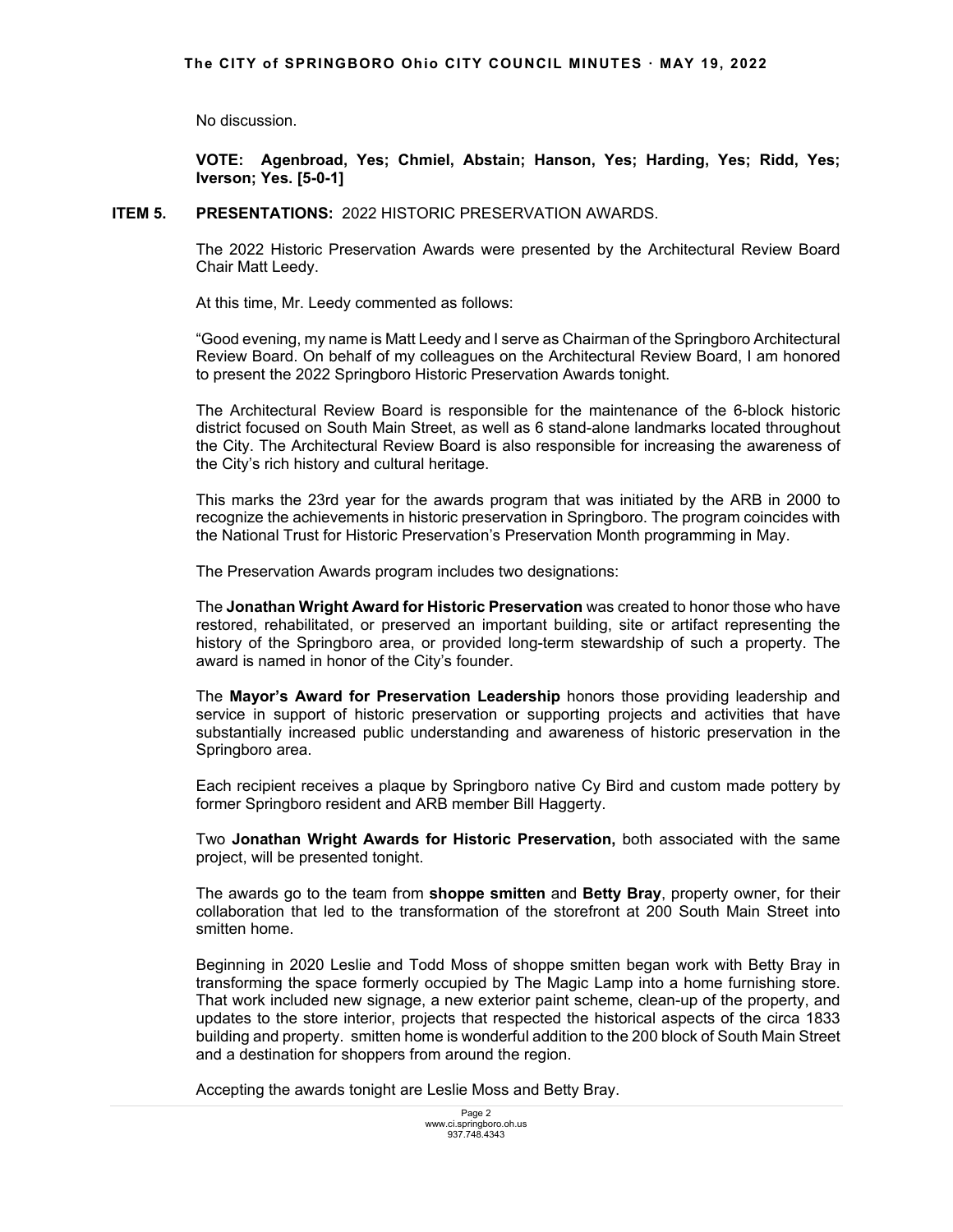No discussion.

**VOTE: Agenbroad, Yes; Chmiel, Abstain; Hanson, Yes; Harding, Yes; Ridd, Yes; Iverson; Yes. [5-0-1]**

**ITEM 5. PRESENTATIONS:** 2022 HISTORIC PRESERVATION AWARDS.

The 2022 Historic Preservation Awards were presented by the Architectural Review Board Chair Matt Leedy.

At this time, Mr. Leedy commented as follows:

"Good evening, my name is Matt Leedy and I serve as Chairman of the Springboro Architectural Review Board. On behalf of my colleagues on the Architectural Review Board, I am honored to present the 2022 Springboro Historic Preservation Awards tonight.

The Architectural Review Board is responsible for the maintenance of the 6-block historic district focused on South Main Street, as well as 6 stand-alone landmarks located throughout the City. The Architectural Review Board is also responsible for increasing the awareness of the City's rich history and cultural heritage.

This marks the 23rd year for the awards program that was initiated by the ARB in 2000 to recognize the achievements in historic preservation in Springboro. The program coincides with the National Trust for Historic Preservation's Preservation Month programming in May.

The Preservation Awards program includes two designations:

The **Jonathan Wright Award for Historic Preservation** was created to honor those who have restored, rehabilitated, or preserved an important building, site or artifact representing the history of the Springboro area, or provided long-term stewardship of such a property. The award is named in honor of the City's founder.

The **Mayor's Award for Preservation Leadership** honors those providing leadership and service in support of historic preservation or supporting projects and activities that have substantially increased public understanding and awareness of historic preservation in the Springboro area.

Each recipient receives a plaque by Springboro native Cy Bird and custom made pottery by former Springboro resident and ARB member Bill Haggerty.

Two **Jonathan Wright Awards for Historic Preservation,** both associated with the same project, will be presented tonight.

The awards go to the team from **shoppe smitten** and **Betty Bray**, property owner, for their collaboration that led to the transformation of the storefront at 200 South Main Street into smitten home.

Beginning in 2020 Leslie and Todd Moss of shoppe smitten began work with Betty Bray in transforming the space formerly occupied by The Magic Lamp into a home furnishing store. That work included new signage, a new exterior paint scheme, clean-up of the property, and updates to the store interior, projects that respected the historical aspects of the circa 1833 building and property. smitten home is wonderful addition to the 200 block of South Main Street and a destination for shoppers from around the region.

Accepting the awards tonight are Leslie Moss and Betty Bray.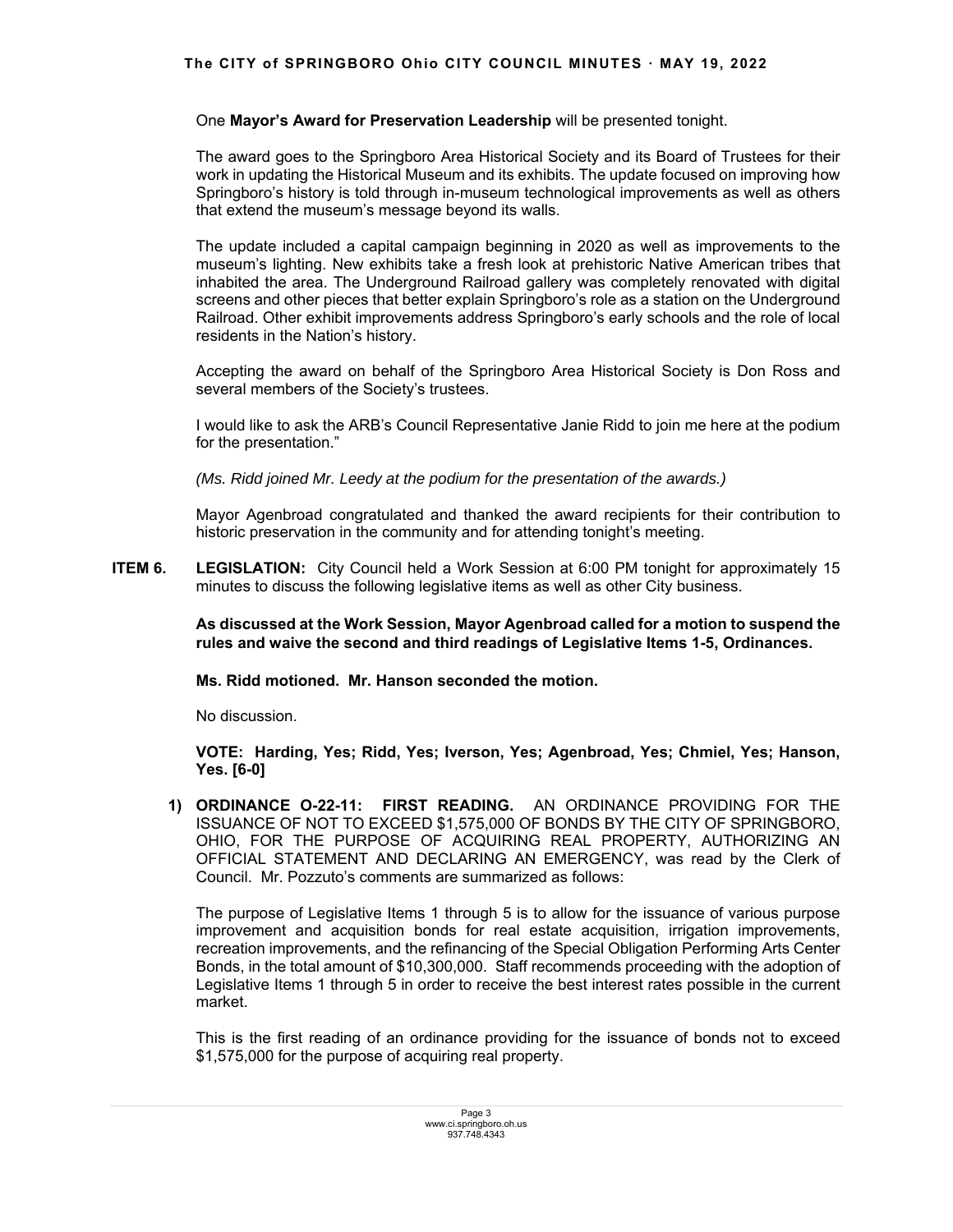One **Mayor's Award for Preservation Leadership** will be presented tonight.

The award goes to the Springboro Area Historical Society and its Board of Trustees for their work in updating the Historical Museum and its exhibits. The update focused on improving how Springboro's history is told through in-museum technological improvements as well as others that extend the museum's message beyond its walls.

The update included a capital campaign beginning in 2020 as well as improvements to the museum's lighting. New exhibits take a fresh look at prehistoric Native American tribes that inhabited the area. The Underground Railroad gallery was completely renovated with digital screens and other pieces that better explain Springboro's role as a station on the Underground Railroad. Other exhibit improvements address Springboro's early schools and the role of local residents in the Nation's history.

Accepting the award on behalf of the Springboro Area Historical Society is Don Ross and several members of the Society's trustees.

I would like to ask the ARB's Council Representative Janie Ridd to join me here at the podium for the presentation."

*(Ms. Ridd joined Mr. Leedy at the podium for the presentation of the awards.)*

Mayor Agenbroad congratulated and thanked the award recipients for their contribution to historic preservation in the community and for attending tonight's meeting.

**ITEM 6. LEGISLATION:** City Council held a Work Session at 6:00 PM tonight for approximately 15 minutes to discuss the following legislative items as well as other City business.

**As discussed at the Work Session, Mayor Agenbroad called for a motion to suspend the rules and waive the second and third readings of Legislative Items 1-5, Ordinances.**

**Ms. Ridd motioned. Mr. Hanson seconded the motion.**

No discussion.

**VOTE: Harding, Yes; Ridd, Yes; Iverson, Yes; Agenbroad, Yes; Chmiel, Yes; Hanson, Yes. [6-0]**

**1) ORDINANCE O-22-11: FIRST READING.** AN ORDINANCE PROVIDING FOR THE ISSUANCE OF NOT TO EXCEED $1,575,000 OF BONDS BY THE CITY OF SPRINGBORO, OHIO, FOR THE PURPOSE OF ACQUIRING REAL PROPERTY, AUTHORIZING AN OFFICIAL STATEMENT AND DECLARING AN EMERGENCY, was read by the Clerk of Council. Mr. Pozzuto's comments are summarized as follows:

The purpose of Legislative Items 1 through 5 is to allow for the issuance of various purpose improvement and acquisition bonds for real estate acquisition, irrigation improvements, recreation improvements, and the refinancing of the Special Obligation Performing Arts Center Bonds, in the total amount of $10,300,000. Staff recommends proceeding with the adoption of Legislative Items 1 through 5 in order to receive the best interest rates possible in the current market.

This is the first reading of an ordinance providing for the issuance of bonds not to exceed $1,575,000 for the purpose of acquiring real property.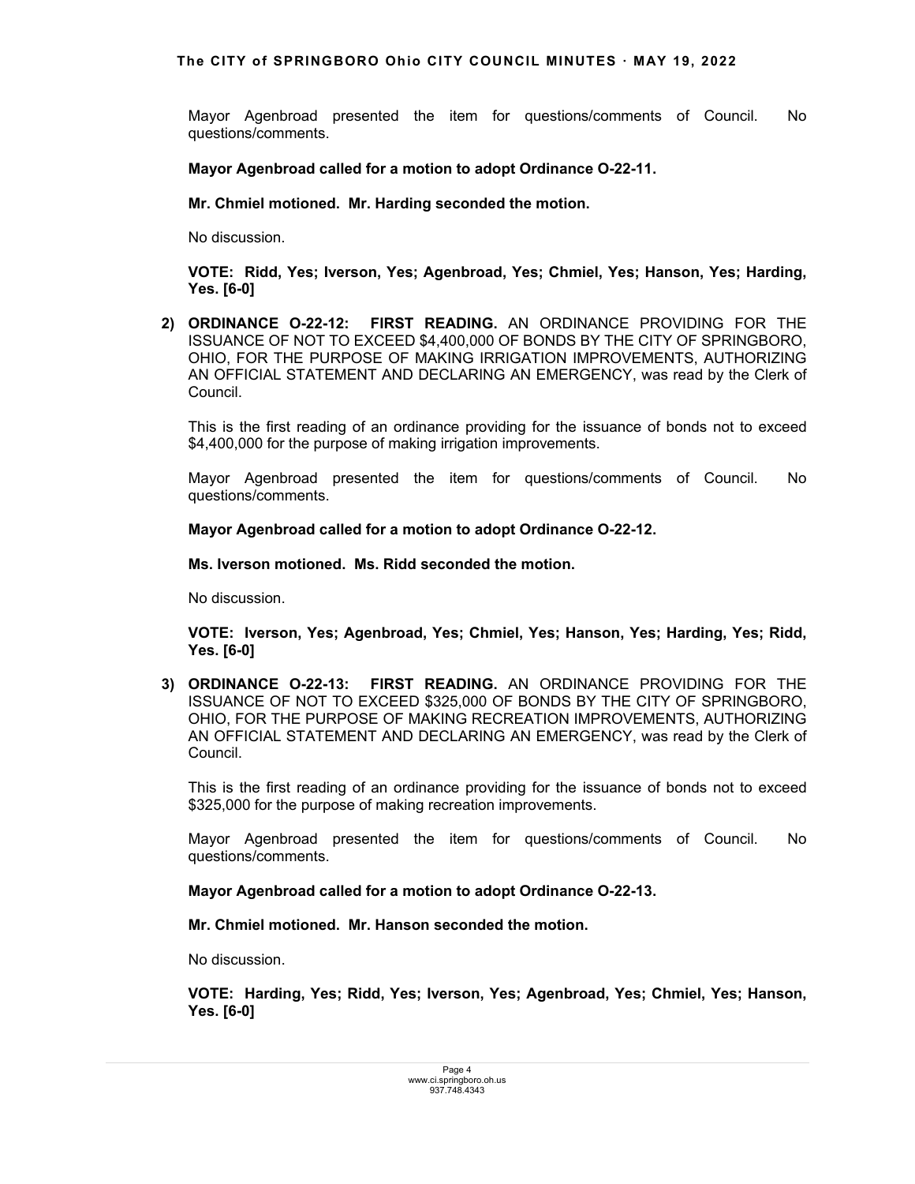Mayor Agenbroad presented the item for questions/comments of Council. No questions/comments.

**Mayor Agenbroad called for a motion to adopt Ordinance O-22-11.**

**Mr. Chmiel motioned. Mr. Harding seconded the motion.**

No discussion.

**VOTE: Ridd, Yes; Iverson, Yes; Agenbroad, Yes; Chmiel, Yes; Hanson, Yes; Harding, Yes. [6-0]**

2) **ORDINANCE O-22-12: FIRST READING.** AN ORDINANCE PROVIDING FOR THE ISSUANCE OF NOT TO EXCEED $4,400,000 OF BONDS BY THE CITY OF SPRINGBORO, OHIO, FOR THE PURPOSE OF MAKING IRRIGATION IMPROVEMENTS, AUTHORIZING AN OFFICIAL STATEMENT AND DECLARING AN EMERGENCY, was read by the Clerk of Council.

   This is the first reading of an ordinance providing for the issuance of bonds not to exceed $4,400,000 for the purpose of making irrigation improvements.

   Mayor Agenbroad presented the item for questions/comments of Council. No questions/comments.

   **Mayor Agenbroad called for a motion to adopt Ordinance O-22-12.**

   **Ms. Iverson motioned. Ms. Ridd seconded the motion.**

   No discussion.

   **VOTE: Iverson, Yes; Agenbroad, Yes; Chmiel, Yes; Hanson, Yes; Harding, Yes; Ridd, Yes. [6-0]**

3) **ORDINANCE O-22-13: FIRST READING.** AN ORDINANCE PROVIDING FOR THE ISSUANCE OF NOT TO EXCEED $325,000 OF BONDS BY THE CITY OF SPRINGBORO, OHIO, FOR THE PURPOSE OF MAKING RECREATION IMPROVEMENTS, AUTHORIZING AN OFFICIAL STATEMENT AND DECLARING AN EMERGENCY, was read by the Clerk of Council.

   This is the first reading of an ordinance providing for the issuance of bonds not to exceed $325,000 for the purpose of making recreation improvements.

   Mayor Agenbroad presented the item for questions/comments of Council. No questions/comments.

   **Mayor Agenbroad called for a motion to adopt Ordinance O-22-13.**

   **Mr. Chmiel motioned. Mr. Hanson seconded the motion.**

   No discussion.

   **VOTE: Harding, Yes; Ridd, Yes; Iverson, Yes; Agenbroad, Yes; Chmiel, Yes; Hanson, Yes. [6-0]**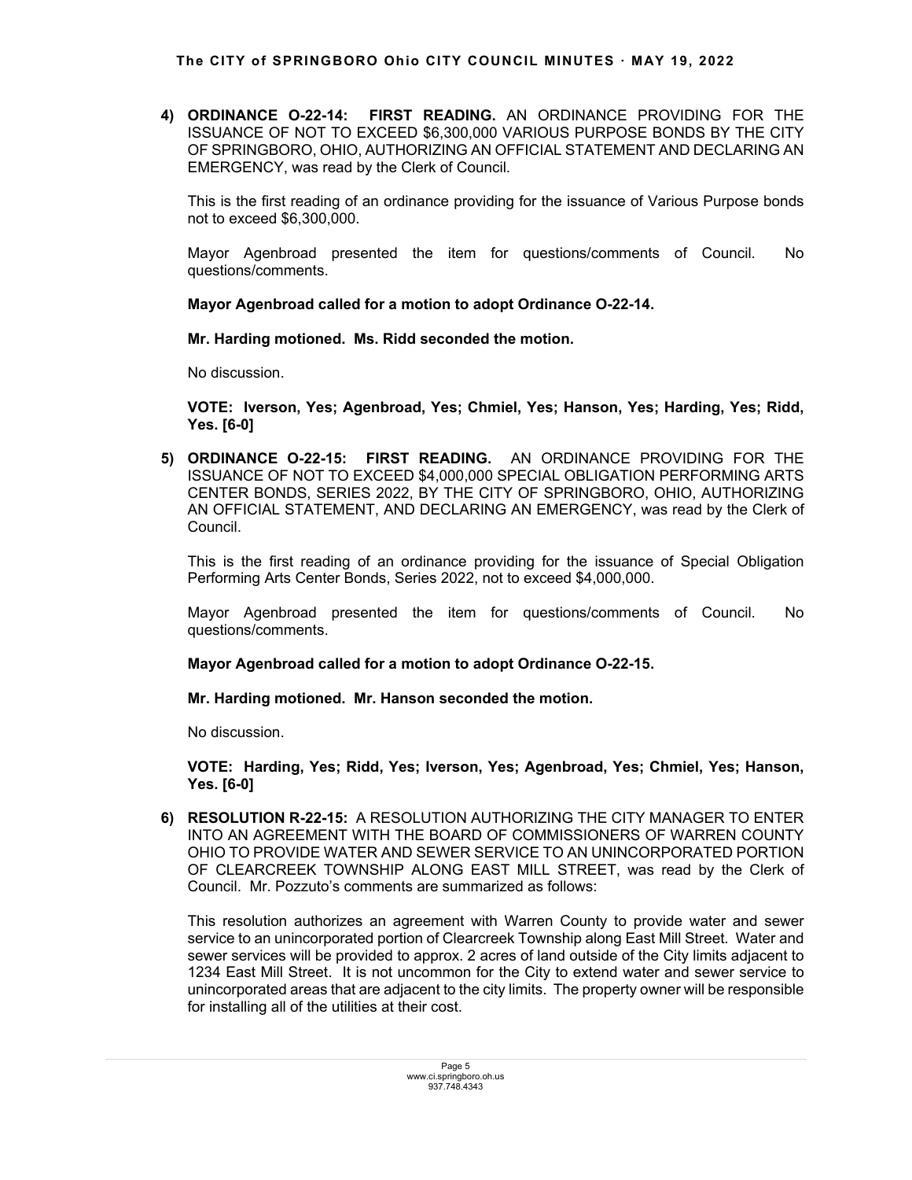4) **ORDINANCE O-22-14: FIRST READING.** AN ORDINANCE PROVIDING FOR THE ISSUANCE OF NOT TO EXCEED $6,300,000 VARIOUS PURPOSE BONDS BY THE CITY OF SPRINGBORO, OHIO, AUTHORIZING AN OFFICIAL STATEMENT AND DECLARING AN EMERGENCY, was read by the Clerk of Council.

   This is the first reading of an ordinance providing for the issuance of Various Purpose bonds not to exceed $6,300,000.

   Mayor Agenbroad presented the item for questions/comments of Council. No questions/comments.

   **Mayor Agenbroad called for a motion to adopt Ordinance O-22-14.**

   **Mr. Harding motioned. Ms. Ridd seconded the motion.**

   No discussion.

   **VOTE: Iverson, Yes; Agenbroad, Yes; Chmiel, Yes; Hanson, Yes; Harding, Yes; Ridd, Yes. [6-0]**

5) **ORDINANCE O-22-15: FIRST READING.** AN ORDINANCE PROVIDING FOR THE ISSUANCE OF NOT TO EXCEED $4,000,000 SPECIAL OBLIGATION PERFORMING ARTS CENTER BONDS, SERIES 2022, BY THE CITY OF SPRINGBORO, OHIO, AUTHORIZING AN OFFICIAL STATEMENT, AND DECLARING AN EMERGENCY, was read by the Clerk of Council.

   This is the first reading of an ordinance providing for the issuance of Special Obligation Performing Arts Center Bonds, Series 2022, not to exceed $4,000,000.

   Mayor Agenbroad presented the item for questions/comments of Council. No questions/comments.

   **Mayor Agenbroad called for a motion to adopt Ordinance O-22-15.**

   **Mr. Harding motioned. Mr. Hanson seconded the motion.**

   No discussion.

   **VOTE: Harding, Yes; Ridd, Yes; Iverson, Yes; Agenbroad, Yes; Chmiel, Yes; Hanson, Yes. [6-0]**

6) **RESOLUTION R-22-15:** A RESOLUTION AUTHORIZING THE CITY MANAGER TO ENTER INTO AN AGREEMENT WITH THE BOARD OF COMMISSIONERS OF WARREN COUNTY OHIO TO PROVIDE WATER AND SEWER SERVICE TO AN UNINCORPORATED PORTION OF CLEARCREEK TOWNSHIP ALONG EAST MILL STREET, was read by the Clerk of Council. Mr. Pozzuto's comments are summarized as follows:

   This resolution authorizes an agreement with Warren County to provide water and sewer service to an unincorporated portion of Clearcreek Township along East Mill Street. Water and sewer services will be provided to approx. 2 acres of land outside of the City limits adjacent to 1234 East Mill Street. It is not uncommon for the City to extend water and sewer service to unincorporated areas that are adjacent to the city limits. The property owner will be responsible for installing all of the utilities at their cost.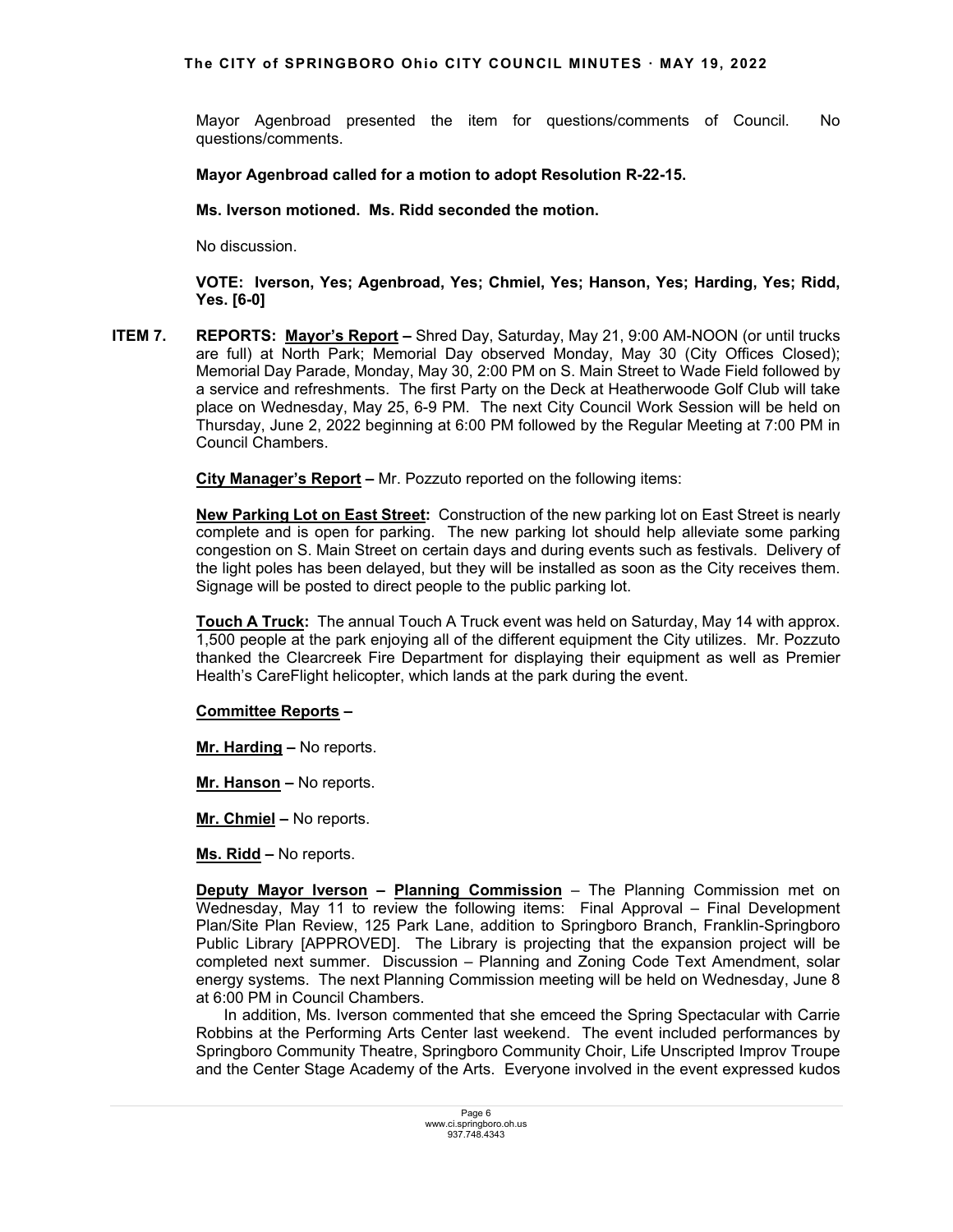Mayor Agenbroad presented the item for questions/comments of Council. No questions/comments.

**Mayor Agenbroad called for a motion to adopt Resolution R-22-15.**

**Ms. Iverson motioned. Ms. Ridd seconded the motion.**

No discussion.

**VOTE: Iverson, Yes; Agenbroad, Yes; Chmiel, Yes; Hanson, Yes; Harding, Yes; Ridd, Yes. [6-0]**

**ITEM 7. REPORTS: Mayor's Report –** Shred Day, Saturday, May 21, 9:00 AM-NOON (or until trucks are full) at North Park; Memorial Day observed Monday, May 30 (City Offices Closed); Memorial Day Parade, Monday, May 30, 2:00 PM on S. Main Street to Wade Field followed by a service and refreshments. The first Party on the Deck at Heatherwoode Golf Club will take place on Wednesday, May 25, 6-9 PM. The next City Council Work Session will be held on Thursday, June 2, 2022 beginning at 6:00 PM followed by the Regular Meeting at 7:00 PM in Council Chambers.

**City Manager's Report –** Mr. Pozzuto reported on the following items:

**New Parking Lot on East Street:** Construction of the new parking lot on East Street is nearly complete and is open for parking. The new parking lot should help alleviate some parking congestion on S. Main Street on certain days and during events such as festivals. Delivery of the light poles has been delayed, but they will be installed as soon as the City receives them. Signage will be posted to direct people to the public parking lot.

**Touch A Truck:** The annual Touch A Truck event was held on Saturday, May 14 with approx. 1,500 people at the park enjoying all of the different equipment the City utilizes. Mr. Pozzuto thanked the Clearcreek Fire Department for displaying their equipment as well as Premier Health's CareFlight helicopter, which lands at the park during the event.

**Committee Reports –**

**Mr. Harding –** No reports.

**Mr. Hanson –** No reports.

**Mr. Chmiel –** No reports.

**Ms. Ridd –** No reports.

**Deputy Mayor Iverson – Planning Commission** – The Planning Commission met on Wednesday, May 11 to review the following items: Final Approval – Final Development Plan/Site Plan Review, 125 Park Lane, addition to Springboro Branch, Franklin-Springboro Public Library [APPROVED]. The Library is projecting that the expansion project will be completed next summer. Discussion – Planning and Zoning Code Text Amendment, solar energy systems. The next Planning Commission meeting will be held on Wednesday, June 8 at 6:00 PM in Council Chambers.

In addition, Ms. Iverson commented that she emceed the Spring Spectacular with Carrie Robbins at the Performing Arts Center last weekend. The event included performances by Springboro Community Theatre, Springboro Community Choir, Life Unscripted Improv Troupe and the Center Stage Academy of the Arts. Everyone involved in the event expressed kudos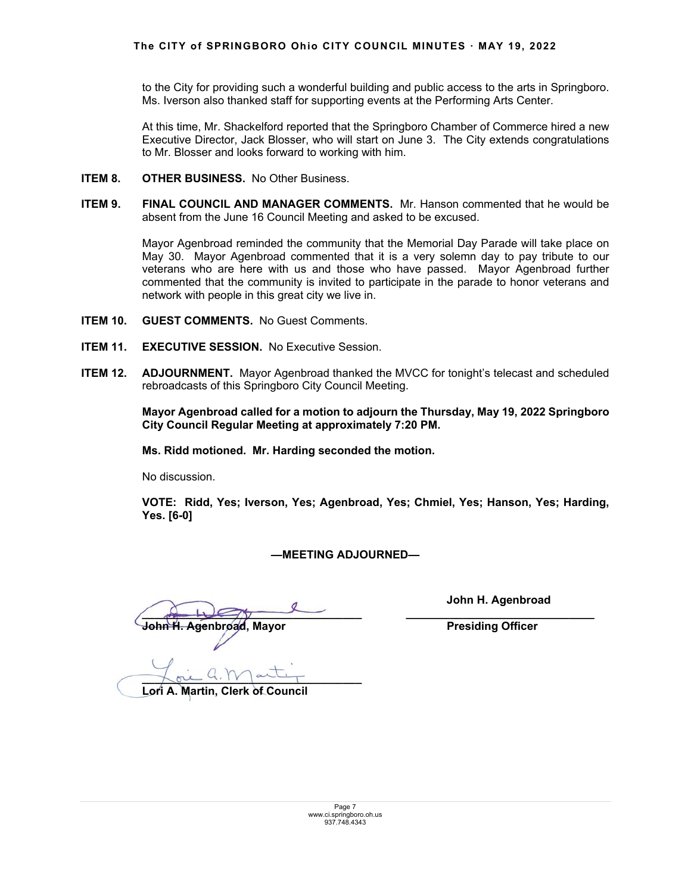to the City for providing such a wonderful building and public access to the arts in Springboro. Ms. Iverson also thanked staff for supporting events at the Performing Arts Center.

At this time, Mr. Shackelford reported that the Springboro Chamber of Commerce hired a new Executive Director, Jack Blosser, who will start on June 3. The City extends congratulations to Mr. Blosser and looks forward to working with him.

**ITEM 8. OTHER BUSINESS.** No Other Business.

**ITEM 9. FINAL COUNCIL AND MANAGER COMMENTS.** Mr. Hanson commented that he would be absent from the June 16 Council Meeting and asked to be excused.

Mayor Agenbroad reminded the community that the Memorial Day Parade will take place on May 30. Mayor Agenbroad commented that it is a very solemn day to pay tribute to our veterans who are here with us and those who have passed. Mayor Agenbroad further commented that the community is invited to participate in the parade to honor veterans and network with people in this great city we live in.

**ITEM 10. GUEST COMMENTS.** No Guest Comments.

**ITEM 11. EXECUTIVE SESSION.** No Executive Session.

**ITEM 12. ADJOURNMENT.** Mayor Agenbroad thanked the MVCC for tonight's telecast and scheduled rebroadcasts of this Springboro City Council Meeting.

**Mayor Agenbroad called for a motion to adjourn the Thursday, May 19, 2022 Springboro City Council Regular Meeting at approximately 7:20 PM.**

**Ms. Ridd motioned. Mr. Harding seconded the motion.**

No discussion.

**VOTE: Ridd, Yes; Iverson, Yes; Agenbroad, Yes; Chmiel, Yes; Hanson, Yes; Harding, Yes. [6-0]**

**—MEETING ADJOURNED—**

**John H. Agenbroad, Mayor**

**John H. Agenbroad**
**Presiding Officer**

**Lori A. Martin, Clerk of Council**